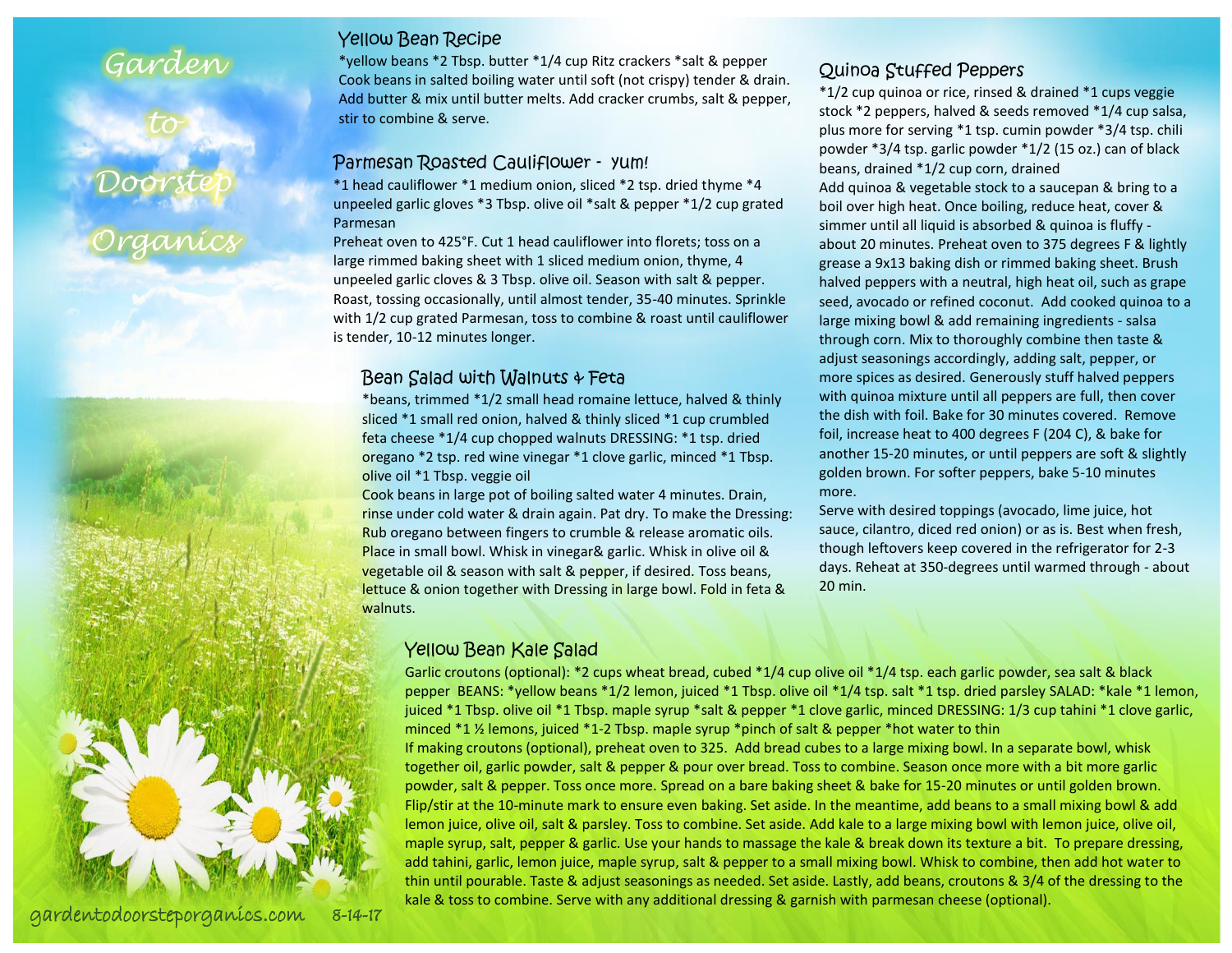# Garden to Doorstep Organics

## Yellow Bean Recipe

*yellow beans *2 Tbsp. butter *1/4 cup Ritz crackers *salt & pepper
Cook beans in salted boiling water until soft (not crispy) tender & drain. Add butter & mix until butter melts. Add cracker crumbs, salt & pepper, stir to combine & serve.

## Parmesan Roasted Cauliflower - yum!

*1 head cauliflower *1 medium onion, sliced *2 tsp. dried thyme *4 unpeeled garlic gloves *3 Tbsp. olive oil *salt & pepper *1/2 cup grated Parmesan
Preheat oven to 425°F. Cut 1 head cauliflower into florets; toss on a large rimmed baking sheet with 1 sliced medium onion, thyme, 4 unpeeled garlic cloves & 3 Tbsp. olive oil. Season with salt & pepper. Roast, tossing occasionally, until almost tender, 35-40 minutes. Sprinkle with 1/2 cup grated Parmesan, toss to combine & roast until cauliflower is tender, 10-12 minutes longer.

## Bean Salad with Walnuts & Feta

*beans, trimmed *1/2 small head romaine lettuce, halved & thinly sliced *1 small red onion, halved & thinly sliced *1 cup crumbled feta cheese *1/4 cup chopped walnuts DRESSING: *1 tsp. dried oregano *2 tsp. red wine vinegar *1 clove garlic, minced *1 Tbsp. olive oil *1 Tbsp. veggie oil
Cook beans in large pot of boiling salted water 4 minutes. Drain, rinse under cold water & drain again. Pat dry. To make the Dressing: Rub oregano between fingers to crumble & release aromatic oils. Place in small bowl. Whisk in vinegar& garlic. Whisk in olive oil & vegetable oil & season with salt & pepper, if desired. Toss beans, lettuce & onion together with Dressing in large bowl. Fold in feta & walnuts.

## Quinoa Stuffed Peppers

*1/2 cup quinoa or rice, rinsed & drained *1 cups veggie stock *2 peppers, halved & seeds removed *1/4 cup salsa, plus more for serving *1 tsp. cumin powder *3/4 tsp. chili powder *3/4 tsp. garlic powder *1/2 (15 oz.) can of black beans, drained *1/2 cup corn, drained
Add quinoa & vegetable stock to a saucepan & bring to a boil over high heat. Once boiling, reduce heat, cover & simmer until all liquid is absorbed & quinoa is fluffy - about 20 minutes. Preheat oven to 375 degrees F & lightly grease a 9x13 baking dish or rimmed baking sheet. Brush halved peppers with a neutral, high heat oil, such as grape seed, avocado or refined coconut. Add cooked quinoa to a large mixing bowl & add remaining ingredients - salsa through corn. Mix to thoroughly combine then taste & adjust seasonings accordingly, adding salt, pepper, or more spices as desired. Generously stuff halved peppers with quinoa mixture until all peppers are full, then cover the dish with foil. Bake for 30 minutes covered. Remove foil, increase heat to 400 degrees F (204 C), & bake for another 15-20 minutes, or until peppers are soft & slightly golden brown. For softer peppers, bake 5-10 minutes more.
Serve with desired toppings (avocado, lime juice, hot sauce, cilantro, diced red onion) or as is. Best when fresh, though leftovers keep covered in the refrigerator for 2-3 days. Reheat at 350-degrees until warmed through - about 20 min.

## Yellow Bean Kale Salad

Garlic croutons (optional): *2 cups wheat bread, cubed *1/4 cup olive oil *1/4 tsp. each garlic powder, sea salt & black pepper BEANS: *yellow beans *1/2 lemon, juiced *1 Tbsp. olive oil *1/4 tsp. salt *1 tsp. dried parsley SALAD: *kale *1 lemon, juiced *1 Tbsp. olive oil *1 Tbsp. maple syrup *salt & pepper *1 clove garlic, minced DRESSING: 1/3 cup tahini *1 clove garlic, minced *1 ½ lemons, juiced *1-2 Tbsp. maple syrup *pinch of salt & pepper *hot water to thin
If making croutons (optional), preheat oven to 325. Add bread cubes to a large mixing bowl. In a separate bowl, whisk together oil, garlic powder, salt & pepper & pour over bread. Toss to combine. Season once more with a bit more garlic powder, salt & pepper. Toss once more. Spread on a bare baking sheet & bake for 15-20 minutes or until golden brown. Flip/stir at the 10-minute mark to ensure even baking. Set aside. In the meantime, add beans to a small mixing bowl & add lemon juice, olive oil, salt & parsley. Toss to combine. Set aside. Add kale to a large mixing bowl with lemon juice, olive oil, maple syrup, salt, pepper & garlic. Use your hands to massage the kale & break down its texture a bit. To prepare dressing, add tahini, garlic, lemon juice, maple syrup, salt & pepper to a small mixing bowl. Whisk to combine, then add hot water to thin until pourable. Taste & adjust seasonings as needed. Set aside. Lastly, add beans, croutons & 3/4 of the dressing to the kale & toss to combine. Serve with any additional dressing & garnish with parmesan cheese (optional).

gardentodoorsteporganics.com 8-14-17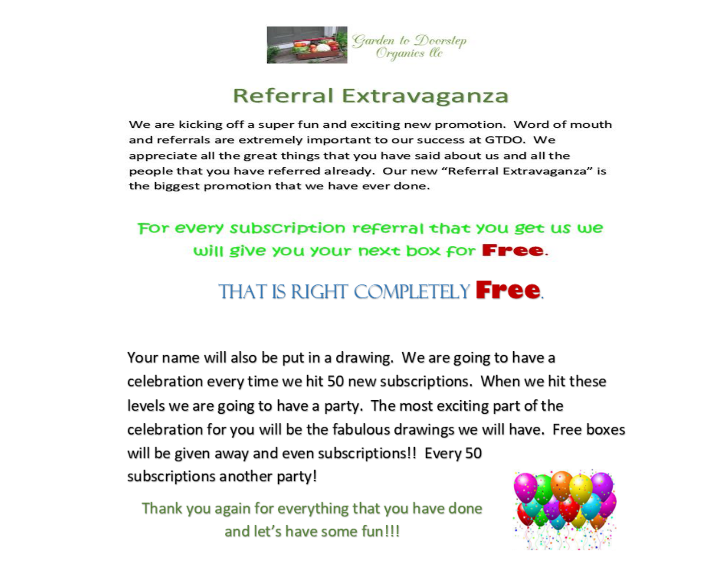Garden to Doorstep Organics llc

# Referral Extravaganza

We are kicking off a super fun and exciting new promotion. Word of mouth and referrals are extremely important to our success at GTDO. We appreciate all the great things that you have said about us and all the people that you have referred already. Our new "Referral Extravaganza" is the biggest promotion that we have ever done.

**For every subscription referral that you get us we will give you your next box for Free.**

**THAT IS RIGHT COMPLETELY Free.**

Your name will also be put in a drawing. We are going to have a celebration every time we hit 50 new subscriptions. When we hit these levels we are going to have a party. The most exciting part of the celebration for you will be the fabulous drawings we will have. Free boxes will be given away and even subscriptions!! Every 50 subscriptions another party!

Thank you again for everything that you have done and let's have some fun!!!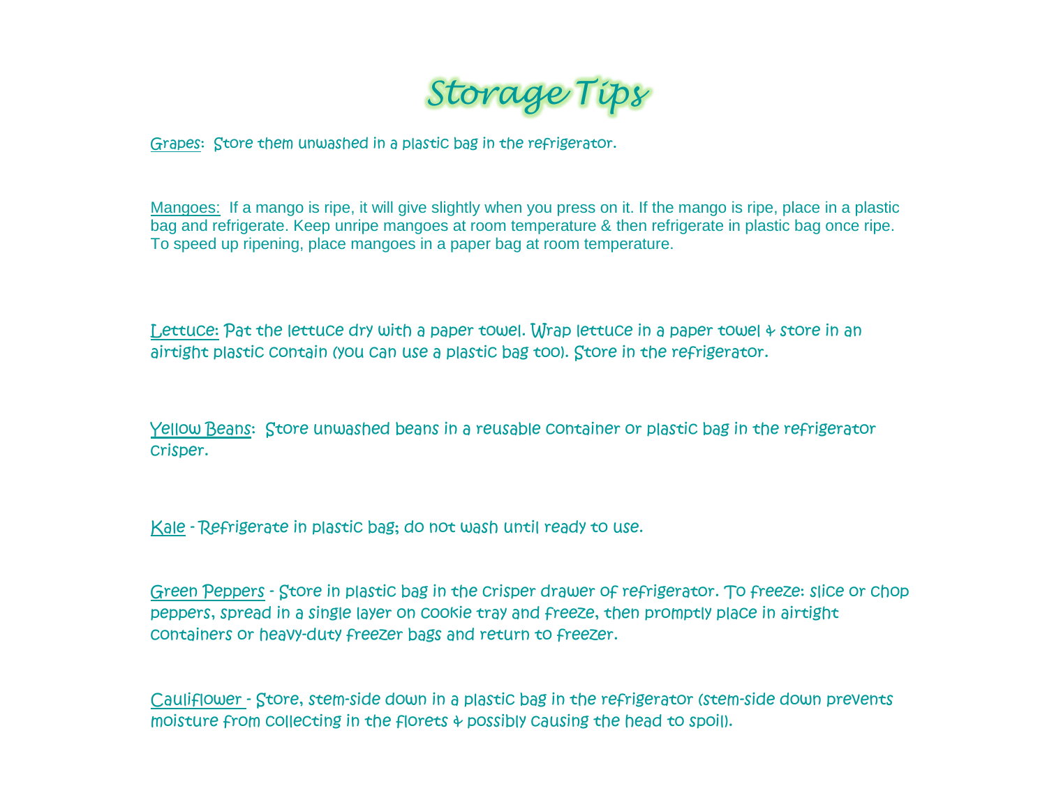# Storage Tips

<u>Grapes</u>: Store them unwashed in a plastic bag in the refrigerator.

<u>Mangoes:</u> If a mango is ripe, it will give slightly when you press on it. If the mango is ripe, place in a plastic bag and refrigerate. Keep unripe mangoes at room temperature & then refrigerate in plastic bag once ripe. To speed up ripening, place mangoes in a paper bag at room temperature.

<u>Lettuce:</u> Pat the lettuce dry with a paper towel. Wrap lettuce in a paper towel & store in an airtight plastic contain (you can use a plastic bag too). Store in the refrigerator.

<u>Yellow Beans</u>: Store unwashed beans in a reusable container or plastic bag in the refrigerator crisper.

<u>Kale</u> - Refrigerate in plastic bag; do not wash until ready to use.

<u>Green Peppers</u> - Store in plastic bag in the crisper drawer of refrigerator. To freeze: slice or chop peppers, spread in a single layer on cookie tray and freeze, then promptly place in airtight containers or heavy-duty freezer bags and return to freezer.

<u>Cauliflower</u> - Store, stem-side down in a plastic bag in the refrigerator (stem-side down prevents moisture from collecting in the florets & possibly causing the head to spoil).